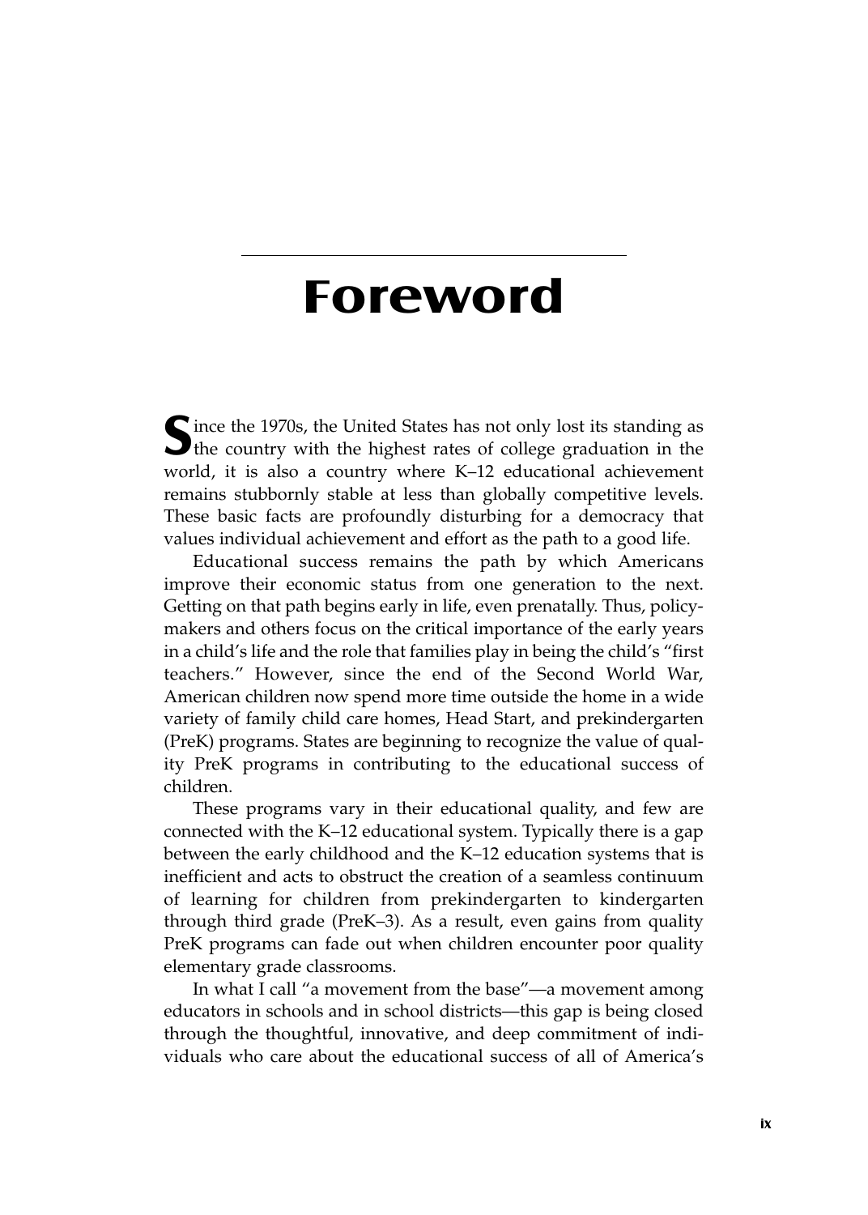# Foreword

Since the 1970s, the United States has not only lost its standing as the country with the highest rates of college graduation in the world, it is also a country where K–12 educational achievement remains stubbornly stable at less than globally competitive levels. These basic facts are profoundly disturbing for a democracy that values individual achievement and effort as the path to a good life.

Educational success remains the path by which Americans improve their economic status from one generation to the next. Getting on that path begins early in life, even prenatally. Thus, policymakers and others focus on the critical importance of the early years in a child's life and the role that families play in being the child's "first teachers." However, since the end of the Second World War, American children now spend more time outside the home in a wide variety of family child care homes, Head Start, and prekindergarten (PreK) programs. States are beginning to recognize the value of quality PreK programs in contributing to the educational success of children.

These programs vary in their educational quality, and few are connected with the K–12 educational system. Typically there is a gap between the early childhood and the K–12 education systems that is inefficient and acts to obstruct the creation of a seamless continuum of learning for children from prekindergarten to kindergarten through third grade (PreK–3). As a result, even gains from quality PreK programs can fade out when children encounter poor quality elementary grade classrooms.

In what I call "a movement from the base"—a movement among educators in schools and in school districts—this gap is being closed through the thoughtful, innovative, and deep commitment of individuals who care about the educational success of all of America's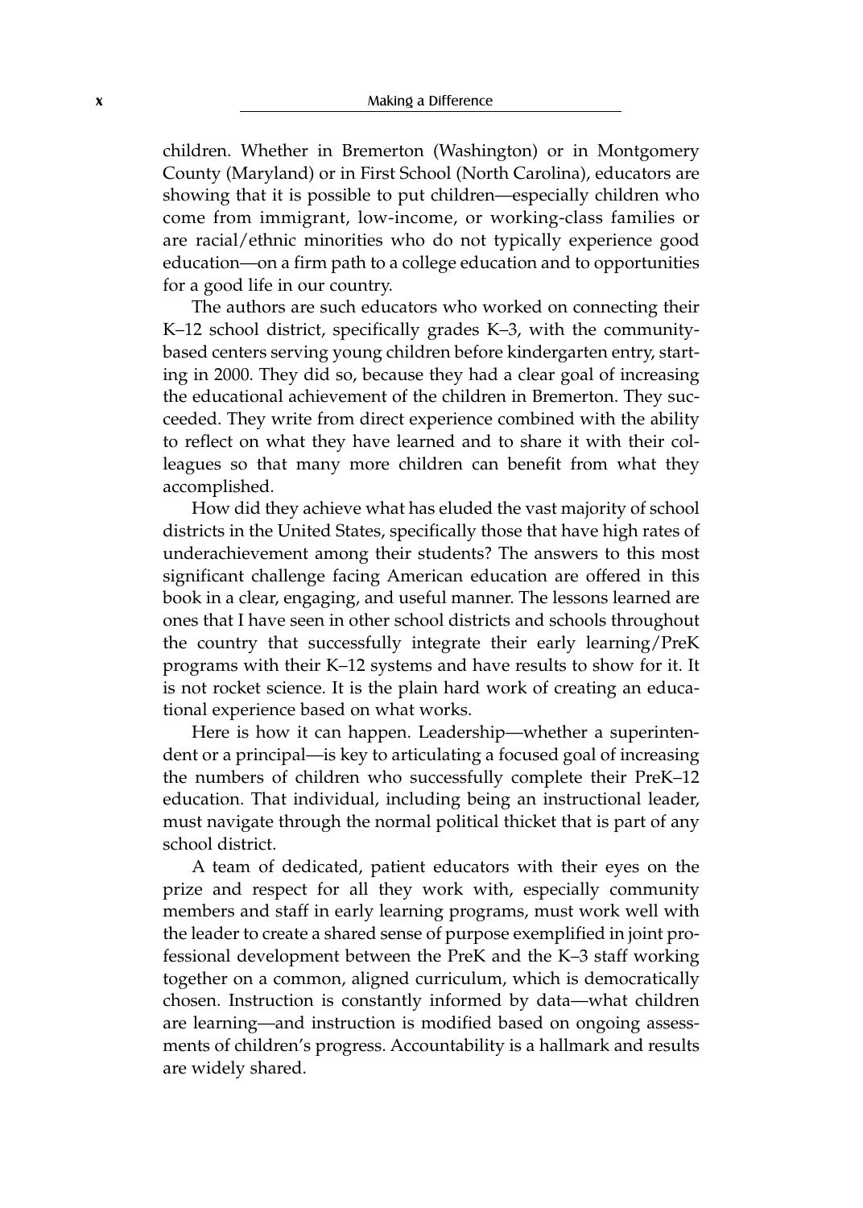children. Whether in Bremerton (Washington) or in Montgomery County (Maryland) or in First School (North Carolina), educators are showing that it is possible to put children—especially children who come from immigrant, low-income, or working-class families or are racial/ethnic minorities who do not typically experience good education—on a firm path to a college education and to opportunities for a good life in our country.

The authors are such educators who worked on connecting their K–12 school district, specifically grades K–3, with the community-based centers serving young children before kindergarten entry, starting in 2000. They did so, because they had a clear goal of increasing the educational achievement of the children in Bremerton. They succeeded. They write from direct experience combined with the ability to reflect on what they have learned and to share it with their colleagues so that many more children can benefit from what they accomplished.

How did they achieve what has eluded the vast majority of school districts in the United States, specifically those that have high rates of underachievement among their students? The answers to this most significant challenge facing American education are offered in this book in a clear, engaging, and useful manner. The lessons learned are ones that I have seen in other school districts and schools throughout the country that successfully integrate their early learning/PreK programs with their K–12 systems and have results to show for it. It is not rocket science. It is the plain hard work of creating an educational experience based on what works.

Here is how it can happen. Leadership—whether a superintendent or a principal—is key to articulating a focused goal of increasing the numbers of children who successfully complete their PreK–12 education. That individual, including being an instructional leader, must navigate through the normal political thicket that is part of any school district.

A team of dedicated, patient educators with their eyes on the prize and respect for all they work with, especially community members and staff in early learning programs, must work well with the leader to create a shared sense of purpose exemplified in joint professional development between the PreK and the K–3 staff working together on a common, aligned curriculum, which is democratically chosen. Instruction is constantly informed by data—what children are learning—and instruction is modified based on ongoing assessments of children's progress. Accountability is a hallmark and results are widely shared.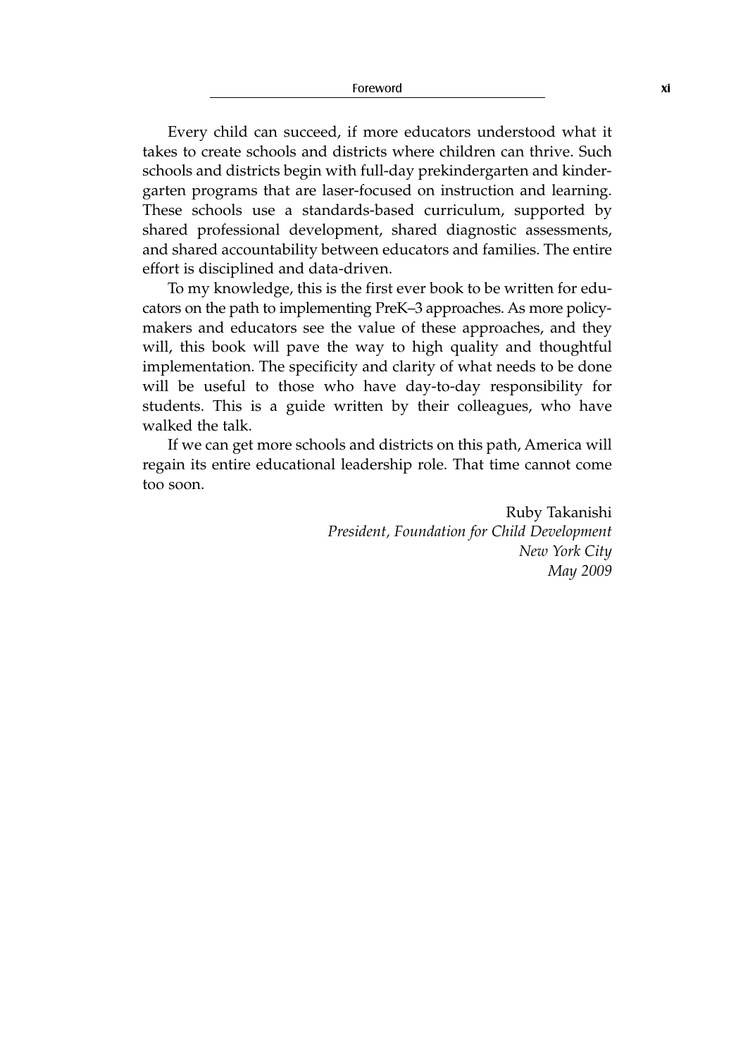Every child can succeed, if more educators understood what it takes to create schools and districts where children can thrive. Such schools and districts begin with full-day prekindergarten and kindergarten programs that are laser-focused on instruction and learning. These schools use a standards-based curriculum, supported by shared professional development, shared diagnostic assessments, and shared accountability between educators and families. The entire effort is disciplined and data-driven.

To my knowledge, this is the first ever book to be written for educators on the path to implementing PreK–3 approaches. As more policymakers and educators see the value of these approaches, and they will, this book will pave the way to high quality and thoughtful implementation. The specificity and clarity of what needs to be done will be useful to those who have day-to-day responsibility for students. This is a guide written by their colleagues, who have walked the talk.

If we can get more schools and districts on this path, America will regain its entire educational leadership role. That time cannot come too soon.

Ruby Takanishi
*President, Foundation for Child Development*
*New York City*
*May 2009*